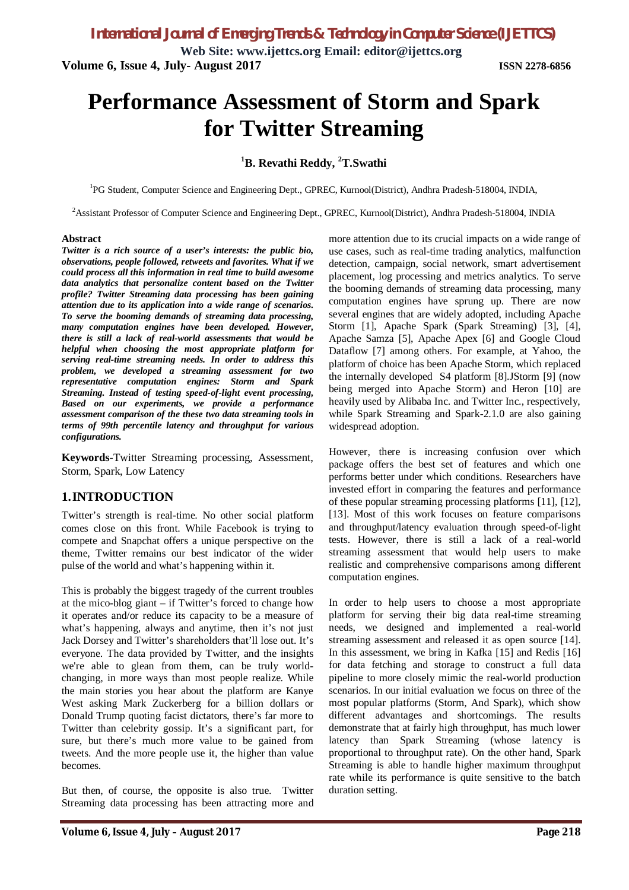# Performance Assessment of Storm and Spark for Twitter Streaming

**[1]B. Revathi Reddy, [2]T.Swathi**

[1]PG Student, Computer Science and Engineering Dept., GPREC, Kurnool(District), Andhra Pradesh-518004, INDIA,

[2]Assistant Professor of Computer Science and Engineering Dept., GPREC, Kurnool(District), Andhra Pradesh-518004, INDIA

**Abstract**

***Twitter is a rich source of a user's interests: the public bio, observations, people followed, retweets and favorites. What if we could process all this information in real time to build awesome data analytics that personalize content based on the Twitter profile? Twitter Streaming data processing has been gaining attention due to its application into a wide range of scenarios. To serve the booming demands of streaming data processing, many computation engines have been developed. However, there is still a lack of real-world assessments that would be helpful when choosing the most appropriate platform for serving real-time streaming needs. In order to address this problem, we developed a streaming assessment for two representative computation engines: Storm and Spark Streaming. Instead of testing speed-of-light event processing, Based on our experiments, we provide a performance assessment comparison of the these two data streaming tools in terms of 99th percentile latency and throughput for various configurations.***

**Keywords**-Twitter Streaming processing, Assessment, Storm, Spark, Low Latency

## 1. INTRODUCTION

Twitter's strength is real-time. No other social platform comes close on this front. While Facebook is trying to compete and Snapchat offers a unique perspective on the theme, Twitter remains our best indicator of the wider pulse of the world and what's happening within it.

This is probably the biggest tragedy of the current troubles at the mico-blog giant – if Twitter's forced to change how it operates and/or reduce its capacity to be a measure of what's happening, always and anytime, then it's not just Jack Dorsey and Twitter's shareholders that'll lose out. It's everyone. The data provided by Twitter, and the insights we're able to glean from them, can be truly world-changing, in more ways than most people realize. While the main stories you hear about the platform are Kanye West asking Mark Zuckerberg for a billion dollars or Donald Trump quoting facist dictators, there's far more to Twitter than celebrity gossip. It's a significant part, for sure, but there's much more value to be gained from tweets. And the more people use it, the higher than value becomes.

But then, of course, the opposite is also true. Twitter Streaming data processing has been attracting more and more attention due to its crucial impacts on a wide range of use cases, such as real-time trading analytics, malfunction detection, campaign, social network, smart advertisement placement, log processing and metrics analytics. To serve the booming demands of streaming data processing, many computation engines have sprung up. There are now several engines that are widely adopted, including Apache Storm [1], Apache Spark (Spark Streaming) [3], [4], Apache Samza [5], Apache Apex [6] and Google Cloud Dataflow [7] among others. For example, at Yahoo, the platform of choice has been Apache Storm, which replaced the internally developed S4 platform [8].JStorm [9] (now being merged into Apache Storm) and Heron [10] are heavily used by Alibaba Inc. and Twitter Inc., respectively, while Spark Streaming and Spark-2.1.0 are also gaining widespread adoption.

However, there is increasing confusion over which package offers the best set of features and which one performs better under which conditions. Researchers have invested effort in comparing the features and performance of these popular streaming processing platforms [11], [12], [13]. Most of this work focuses on feature comparisons and throughput/latency evaluation through speed-of-light tests. However, there is still a lack of a real-world streaming assessment that would help users to make realistic and comprehensive comparisons among different computation engines.

In order to help users to choose a most appropriate platform for serving their big data real-time streaming needs, we designed and implemented a real-world streaming assessment and released it as open source [14]. In this assessment, we bring in Kafka [15] and Redis [16] for data fetching and storage to construct a full data pipeline to more closely mimic the real-world production scenarios. In our initial evaluation we focus on three of the most popular platforms (Storm, And Spark), which show different advantages and shortcomings. The results demonstrate that at fairly high throughput, has much lower latency than Spark Streaming (whose latency is proportional to throughput rate). On the other hand, Spark Streaming is able to handle higher maximum throughput rate while its performance is quite sensitive to the batch duration setting.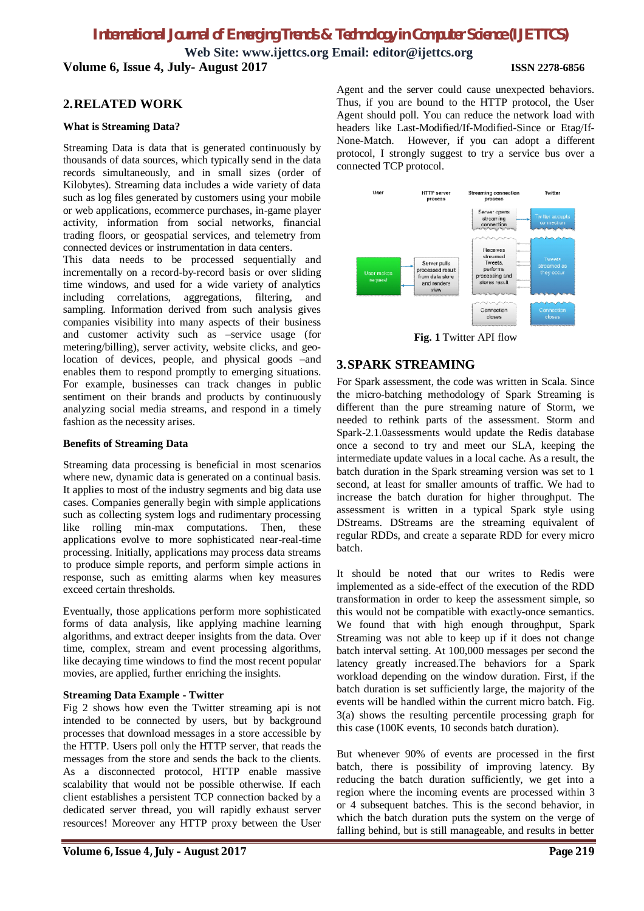## 2. RELATED WORK

### What is Streaming Data?

Streaming Data is data that is generated continuously by thousands of data sources, which typically send in the data records simultaneously, and in small sizes (order of Kilobytes). Streaming data includes a wide variety of data such as log files generated by customers using your mobile or web applications, ecommerce purchases, in-game player activity, information from social networks, financial trading floors, or geospatial services, and telemetry from connected devices or instrumentation in data centers.

This data needs to be processed sequentially and incrementally on a record-by-record basis or over sliding time windows, and used for a wide variety of analytics including correlations, aggregations, filtering, and sampling. Information derived from such analysis gives companies visibility into many aspects of their business and customer activity such as –service usage (for metering/billing), server activity, website clicks, and geo-location of devices, people, and physical goods –and enables them to respond promptly to emerging situations. For example, businesses can track changes in public sentiment on their brands and products by continuously analyzing social media streams, and respond in a timely fashion as the necessity arises.

### Benefits of Streaming Data

Streaming data processing is beneficial in most scenarios where new, dynamic data is generated on a continual basis. It applies to most of the industry segments and big data use cases. Companies generally begin with simple applications such as collecting system logs and rudimentary processing like rolling min-max computations. Then, these applications evolve to more sophisticated near-real-time processing. Initially, applications may process data streams to produce simple reports, and perform simple actions in response, such as emitting alarms when key measures exceed certain thresholds.

Eventually, those applications perform more sophisticated forms of data analysis, like applying machine learning algorithms, and extract deeper insights from the data. Over time, complex, stream and event processing algorithms, like decaying time windows to find the most recent popular movies, are applied, further enriching the insights.

### Streaming Data Example - Twitter

Fig 2 shows how even the Twitter streaming api is not intended to be connected by users, but by background processes that download messages in a store accessible by the HTTP. Users poll only the HTTP server, that reads the messages from the store and sends the back to the clients. As a disconnected protocol, HTTP enable massive scalability that would not be possible otherwise. If each client establishes a persistent TCP connection backed by a dedicated server thread, you will rapidly exhaust server resources! Moreover any HTTP proxy between the User Agent and the server could cause unexpected behaviors. Thus, if you are bound to the HTTP protocol, the User Agent should poll. You can reduce the network load with headers like Last-Modified/If-Modified-Since or Etag/If-None-Match. However, if you can adopt a different protocol, I strongly suggest to try a service bus over a connected TCP protocol.

**Fig. 1** Twitter API flow

## 3. SPARK STREAMING

For Spark assessment, the code was written in Scala. Since the micro-batching methodology of Spark Streaming is different than the pure streaming nature of Storm, we needed to rethink parts of the assessment. Storm and Spark-2.1.0assessments would update the Redis database once a second to try and meet our SLA, keeping the intermediate update values in a local cache. As a result, the batch duration in the Spark streaming version was set to 1 second, at least for smaller amounts of traffic. We had to increase the batch duration for higher throughput. The assessment is written in a typical Spark style using DStreams. DStreams are the streaming equivalent of regular RDDs, and create a separate RDD for every micro batch.

It should be noted that our writes to Redis were implemented as a side-effect of the execution of the RDD transformation in order to keep the assessment simple, so this would not be compatible with exactly-once semantics. We found that with high enough throughput, Spark Streaming was not able to keep up if it does not change batch interval setting. At 100,000 messages per second the latency greatly increased.The behaviors for a Spark workload depending on the window duration. First, if the batch duration is set sufficiently large, the majority of the events will be handled within the current micro batch. Fig. 3(a) shows the resulting percentile processing graph for this case (100K events, 10 seconds batch duration).

But whenever 90% of events are processed in the first batch, there is possibility of improving latency. By reducing the batch duration sufficiently, we get into a region where the incoming events are processed within 3 or 4 subsequent batches. This is the second behavior, in which the batch duration puts the system on the verge of falling behind, but is still manageable, and results in better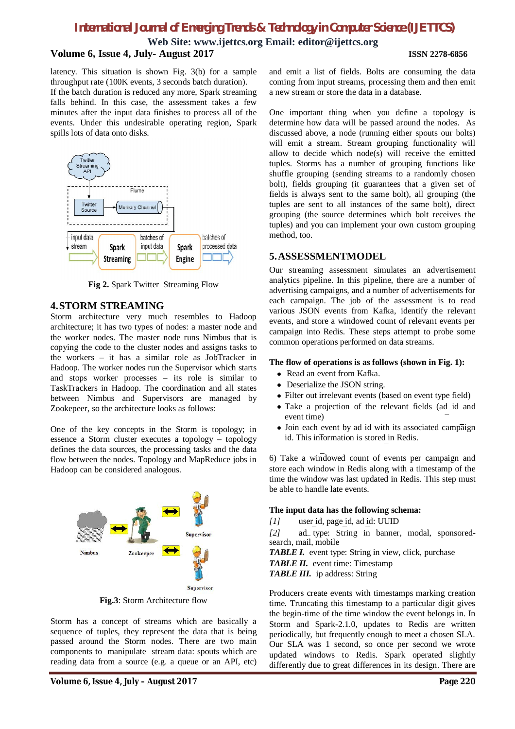latency. This situation is shown Fig. 3(b) for a sample throughput rate (100K events, 3 seconds batch duration).
If the batch duration is reduced any more, Spark streaming falls behind. In this case, the assessment takes a few minutes after the input data finishes to process all of the events. Under this undesirable operating region, Spark spills lots of data onto disks.

**Fig 2.** Spark Twitter Streaming Flow

## 4. STORM STREAMING

Storm architecture very much resembles to Hadoop architecture; it has two types of nodes: a master node and the worker nodes. The master node runs Nimbus that is copying the code to the cluster nodes and assigns tasks to the workers – it has a similar role as JobTracker in Hadoop. The worker nodes run the Supervisor which starts and stops worker processes – its role is similar to TaskTrackers in Hadoop. The coordination and all states between Nimbus and Supervisors are managed by Zookepeer, so the architecture looks as follows:

One of the key concepts in the Storm is topology; in essence a Storm cluster executes a topology – topology defines the data sources, the processing tasks and the data flow between the nodes. Topology and MapReduce jobs in Hadoop can be considered analogous.

**Fig.3**: Storm Architecture flow

Storm has a concept of streams which are basically a sequence of tuples, they represent the data that is being passed around the Storm nodes. There are two main components to manipulate stream data: spouts which are reading data from a source (e.g. a queue or an API, etc) and emit a list of fields. Bolts are consuming the data coming from input streams, processing them and then emit a new stream or store the data in a database.

One important thing when you define a topology is determine how data will be passed around the nodes. As discussed above, a node (running either spouts our bolts) will emit a stream. Stream grouping functionality will allow to decide which node(s) will receive the emitted tuples. Storms has a number of grouping functions like shuffle grouping (sending streams to a randomly chosen bolt), fields grouping (it guarantees that a given set of fields is always sent to the same bolt), all grouping (the tuples are sent to all instances of the same bolt), direct grouping (the source determines which bolt receives the tuples) and you can implement your own custom grouping method, too.

## 5. ASSESSMENTMODEL

Our streaming assessment simulates an advertisement analytics pipeline. In this pipeline, there are a number of advertising campaigns, and a number of advertisements for each campaign. The job of the assessment is to read various JSON events from Kafka, identify the relevant events, and store a windowed count of relevant events per campaign into Redis. These steps attempt to probe some common operations performed on data streams.

**The flow of operations is as follows (shown in Fig. 1):**

- Read an event from Kafka.
- Deserialize the JSON string.
- Filter out irrelevant events (based on event type field)
- Take a projection of the relevant fields (ad id and event time)
- Join each event by ad id with its associated campaign id. This information is stored in Redis.

6) Take a windowed count of events per campaign and store each window in Redis along with a timestamp of the time the window was last updated in Redis. This step must be able to handle late events.

**The input data has the following schema:**

*[1]* user id, page id, ad id: UUID

*[2]* ad_ type: String in banner, modal, sponsored-search, mail, mobile

***TABLE I.*** event type: String in view, click, purchase

***TABLE II.*** event time: Timestamp

***TABLE III.*** ip address: String

Producers create events with timestamps marking creation time. Truncating this timestamp to a particular digit gives the begin-time of the time window the event belongs in. In Storm and Spark-2.1.0, updates to Redis are written periodically, but frequently enough to meet a chosen SLA. Our SLA was 1 second, so once per second we wrote updated windows to Redis. Spark operated slightly differently due to great differences in its design. There are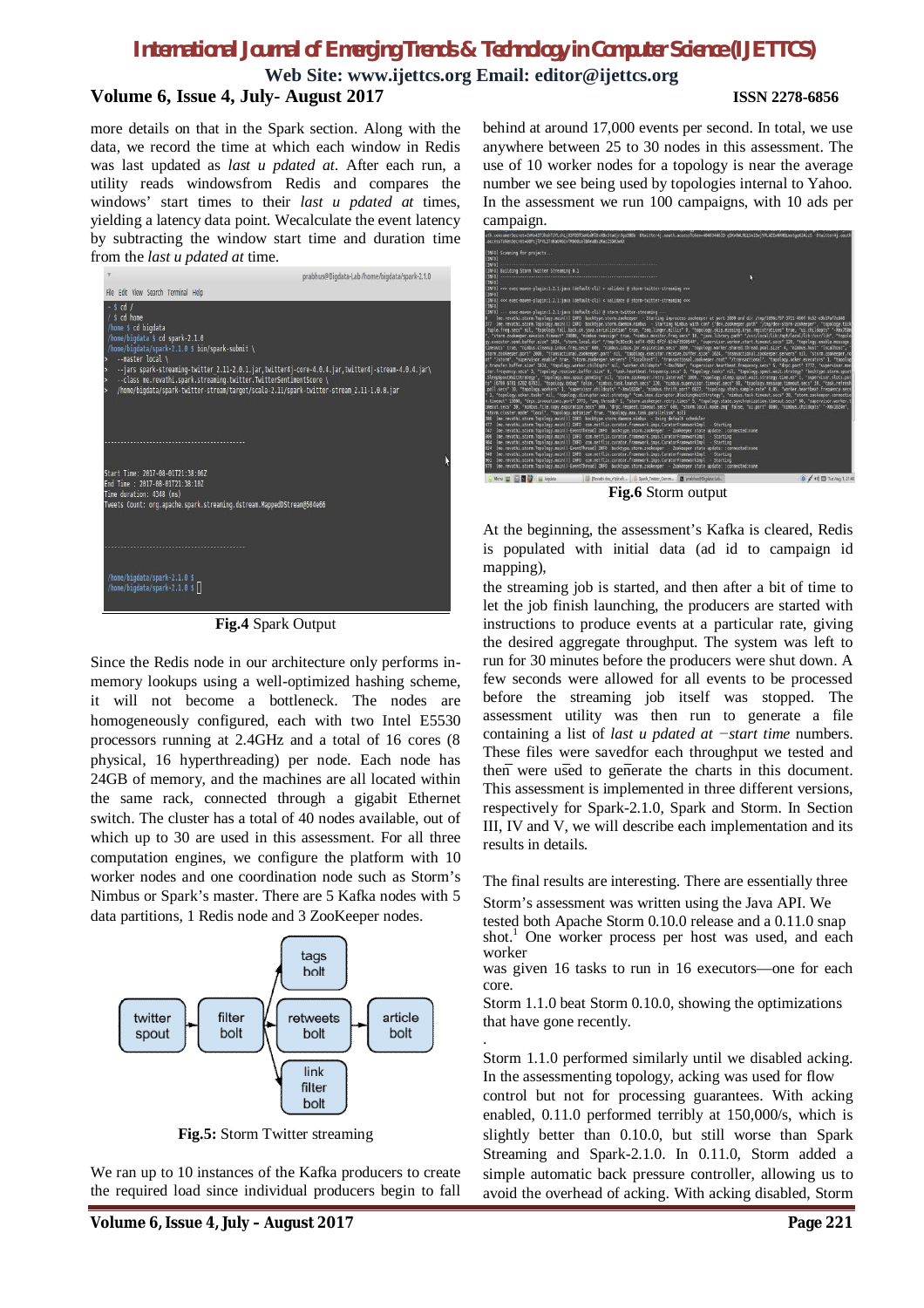more details on that in the Spark section. Along with the data, we record the time at which each window in Redis was last updated as *last u pdated at*. After each run, a utility reads windowsfrom Redis and compares the windows' start times to their *last u pdated at* times, yielding a latency data point. Wecalculate the event latency by subtracting the window start time and duration time from the *last u pdated at* time.

**Fig.4** Spark Output

Since the Redis node in our architecture only performs in-memory lookups using a well-optimized hashing scheme, it will not become a bottleneck. The nodes are homogeneously configured, each with two Intel E5530 processors running at 2.4GHz and a total of 16 cores (8 physical, 16 hyperthreading) per node. Each node has 24GB of memory, and the machines are all located within the same rack, connected through a gigabit Ethernet switch. The cluster has a total of 40 nodes available, out of which up to 30 are used in this assessment. For all three computation engines, we configure the platform with 10 worker nodes and one coordination node such as Storm's Nimbus or Spark's master. There are 5 Kafka nodes with 5 data partitions, 1 Redis node and 3 ZooKeeper nodes.

**Fig.5:** Storm Twitter streaming

We ran up to 10 instances of the Kafka producers to create the required load since individual producers begin to fall behind at around 17,000 events per second. In total, we use anywhere between 25 to 30 nodes in this assessment. The use of 10 worker nodes for a topology is near the average number we see being used by topologies internal to Yahoo. In the assessment we run 100 campaigns, with 10 ads per campaign.

**Fig.6** Storm output

At the beginning, the assessment's Kafka is cleared, Redis is populated with initial data (ad id to campaign id mapping),

the streaming job is started, and then after a bit of time to let the job finish launching, the producers are started with instructions to produce events at a particular rate, giving the desired aggregate throughput. The system was left to run for 30 minutes before the producers were shut down. A few seconds were allowed for all events to be processed before the streaming job itself was stopped. The assessment utility was then run to generate a file containing a list of *last u pdated at −start time* numbers. These files were savedfor each throughput we tested and then were used to generate the charts in this document. This assessment is implemented in three different versions, respectively for Spark-2.1.0, Spark and Storm. In Section III, IV and V, we will describe each implementation and its results in details.

The final results are interesting. There are essentially three

Storm's assessment was written using the Java API. We tested both Apache Storm 0.10.0 release and a 0.11.0 snap shot.[1] One worker process per host was used, and each worker

was given 16 tasks to run in 16 executors—one for each core.

Storm 1.1.0 beat Storm 0.10.0, showing the optimizations that have gone recently.

.

Storm 1.1.0 performed similarly until we disabled acking. In the assessmenting topology, acking was used for flow control but not for processing guarantees. With acking enabled, 0.11.0 performed terribly at 150,000/s, which is slightly better than 0.10.0, but still worse than Spark Streaming and Spark-2.1.0. In 0.11.0, Storm added a simple automatic back pressure controller, allowing us to avoid the overhead of acking. With acking disabled, Storm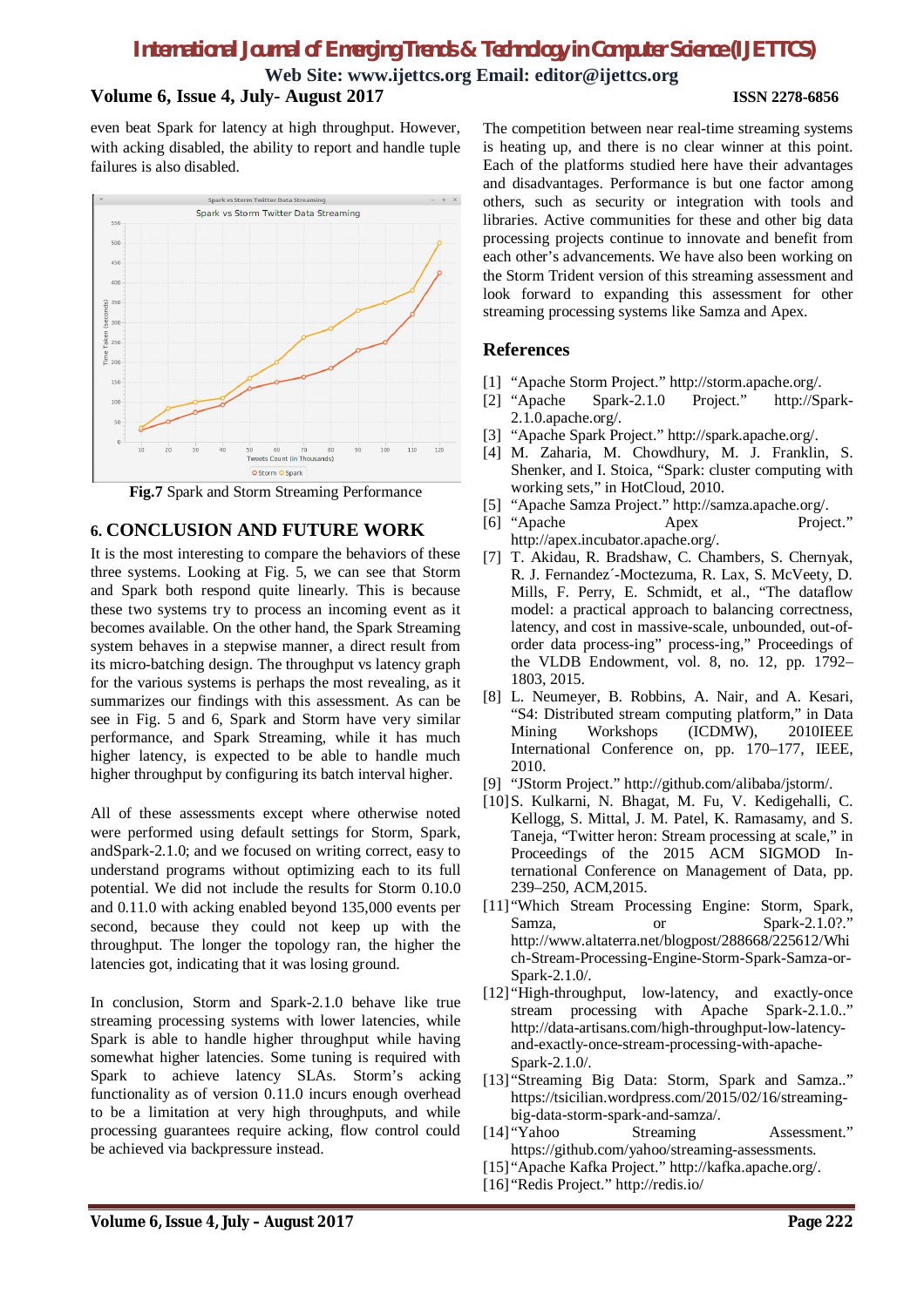even beat Spark for latency at high throughput. However, with acking disabled, the ability to report and handle tuple failures is also disabled.

**Fig.7** Spark and Storm Streaming Performance

## 6. CONCLUSION AND FUTURE WORK

It is the most interesting to compare the behaviors of these three systems. Looking at Fig. 5, we can see that Storm and Spark both respond quite linearly. This is because these two systems try to process an incoming event as it becomes available. On the other hand, the Spark Streaming system behaves in a stepwise manner, a direct result from its micro-batching design. The throughput vs latency graph for the various systems is perhaps the most revealing, as it summarizes our findings with this assessment. As can be see in Fig. 5 and 6, Spark and Storm have very similar performance, and Spark Streaming, while it has much higher latency, is expected to be able to handle much higher throughput by configuring its batch interval higher.

All of these assessments except where otherwise noted were performed using default settings for Storm, Spark, andSpark-2.1.0; and we focused on writing correct, easy to understand programs without optimizing each to its full potential. We did not include the results for Storm 0.10.0 and 0.11.0 with acking enabled beyond 135,000 events per second, because they could not keep up with the throughput. The longer the topology ran, the higher the latencies got, indicating that it was losing ground.

In conclusion, Storm and Spark-2.1.0 behave like true streaming processing systems with lower latencies, while Spark is able to handle higher throughput while having somewhat higher latencies. Some tuning is required with Spark to achieve latency SLAs. Storm's acking functionality as of version 0.11.0 incurs enough overhead to be a limitation at very high throughputs, and while processing guarantees require acking, flow control could be achieved via backpressure instead.

The competition between near real-time streaming systems is heating up, and there is no clear winner at this point. Each of the platforms studied here have their advantages and disadvantages. Performance is but one factor among others, such as security or integration with tools and libraries. Active communities for these and other big data processing projects continue to innovate and benefit from each other's advancements. We have also been working on the Storm Trident version of this streaming assessment and look forward to expanding this assessment for other streaming processing systems like Samza and Apex.

## References

[1] "Apache Storm Project." http://storm.apache.org/.

[2] "Apache Spark-2.1.0 Project." http://Spark-2.1.0.apache.org/.

[3] "Apache Spark Project." http://spark.apache.org/.

[4] M. Zaharia, M. Chowdhury, M. J. Franklin, S. Shenker, and I. Stoica, "Spark: cluster computing with working sets," in HotCloud, 2010.

[5] "Apache Samza Project." http://samza.apache.org/.

[6] "Apache Apex Project." http://apex.incubator.apache.org/.

[7] T. Akidau, R. Bradshaw, C. Chambers, S. Chernyak, R. J. Fernandez´-Moctezuma, R. Lax, S. McVeety, D. Mills, F. Perry, E. Schmidt, et al., "The dataflow model: a practical approach to balancing correctness, latency, and cost in massive-scale, unbounded, out-of-order data process-ing" process-ing," Proceedings of the VLDB Endowment, vol. 8, no. 12, pp. 1792–1803, 2015.

[8] L. Neumeyer, B. Robbins, A. Nair, and A. Kesari, "S4: Distributed stream computing platform," in Data Mining Workshops (ICDMW), 2010IEEE International Conference on, pp. 170–177, IEEE, 2010.

[9] "JStorm Project." http://github.com/alibaba/jstorm/.

[10] S. Kulkarni, N. Bhagat, M. Fu, V. Kedigehalli, C. Kellogg, S. Mittal, J. M. Patel, K. Ramasamy, and S. Taneja, "Twitter heron: Stream processing at scale," in Proceedings of the 2015 ACM SIGMOD International Conference on Management of Data, pp. 239–250, ACM,2015.

[11] "Which Stream Processing Engine: Storm, Spark, Samza, or Spark-2.1.0?." http://www.altaterra.net/blogpost/288668/225612/Which-Stream-Processing-Engine-Storm-Spark-Samza-or-Spark-2.1.0/.

[12] "High-throughput, low-latency, and exactly-once stream processing with Apache Spark-2.1.0.." http://data-artisans.com/high-throughput-low-latency-and-exactly-once-stream-processing-with-apache-Spark-2.1.0/.

[13] "Streaming Big Data: Storm, Spark and Samza.." https://tsicilian.wordpress.com/2015/02/16/streaming-big-data-storm-spark-and-samza/.

[14] "Yahoo Streaming Assessment." https://github.com/yahoo/streaming-assessments.

[15] "Apache Kafka Project." http://kafka.apache.org/.

[16] "Redis Project." http://redis.io/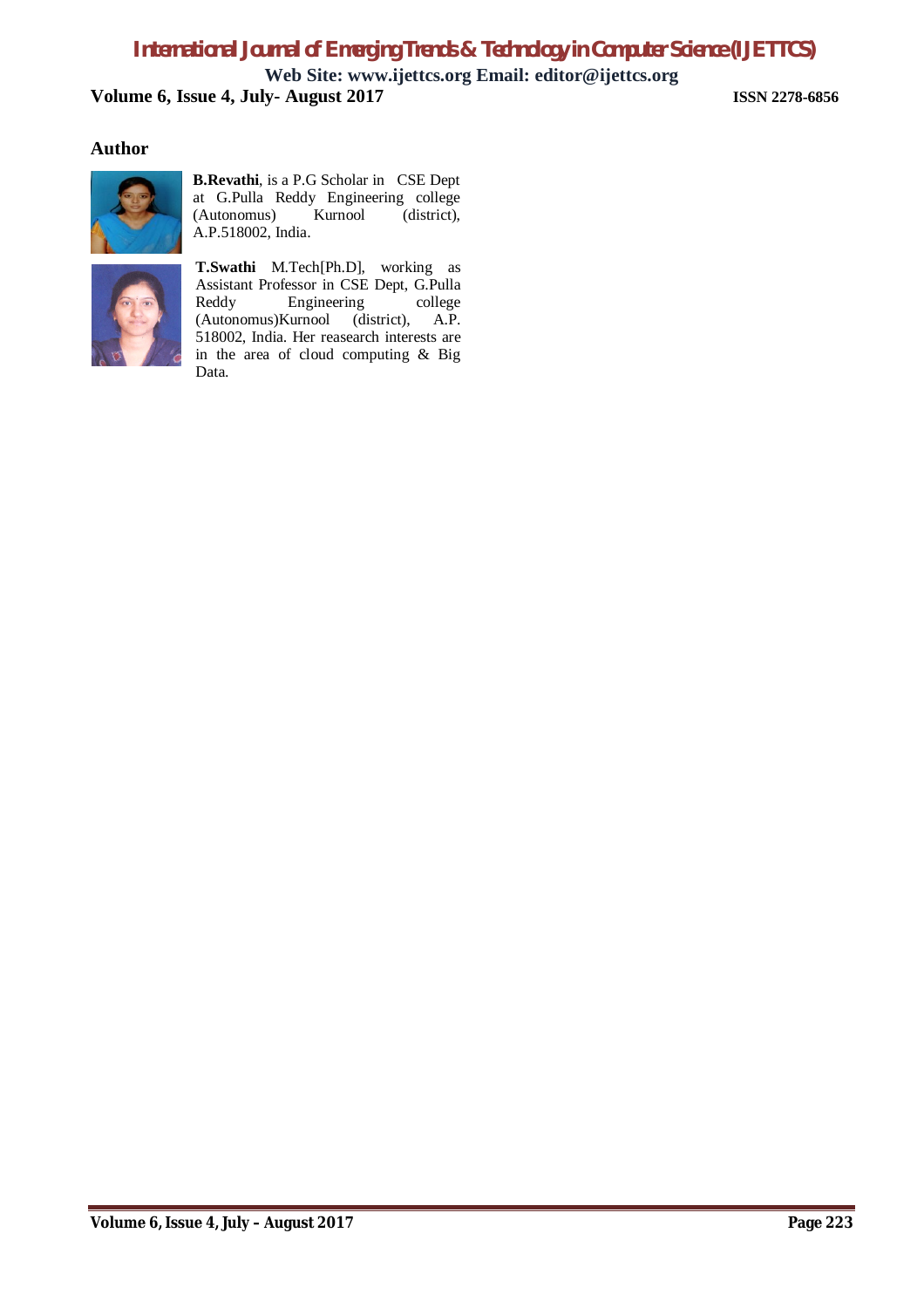## Author

**B.Revathi**, is a P.G Scholar in CSE Dept at G.Pulla Reddy Engineering college (Autonomus) Kurnool (district), A.P.518002, India.

**T.Swathi** M.Tech[Ph.D], working as Assistant Professor in CSE Dept, G.Pulla Reddy Engineering college (Autonomus)Kurnool (district), A.P. 518002, India. Her reasearch interests are in the area of cloud computing & Big Data.